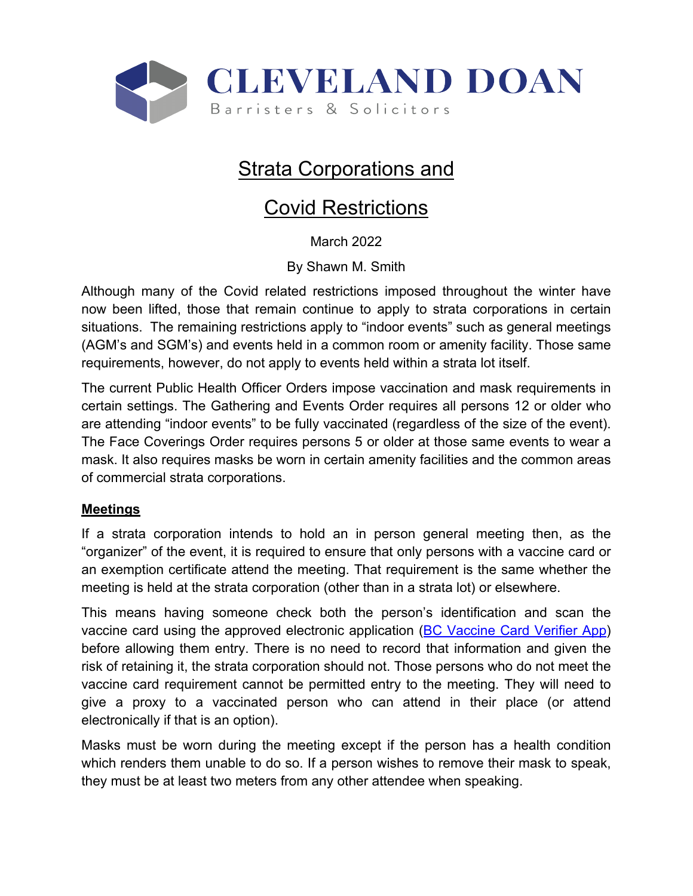CLEVELAND DOAN

Barristers & Solicitors

# Strata Corporations and Covid Restrictions

March 2022

By Shawn M. Smith

Although many of the Covid related restrictions imposed throughout the winter have now been lifted, those that remain continue to apply to strata corporations in certain situations. The remaining restrictions apply to "indoor events" such as general meetings (AGM's and SGM's) and events held in a common room or amenity facility. Those same requirements, however, do not apply to events held within a strata lot itself.

The current Public Health Officer Orders impose vaccination and mask requirements in certain settings. The Gathering and Events Order requires all persons 12 or older who are attending "indoor events" to be fully vaccinated (regardless of the size of the event). The Face Coverings Order requires persons 5 or older at those same events to wear a mask. It also requires masks be worn in certain amenity facilities and the common areas of commercial strata corporations.

## Meetings

If a strata corporation intends to hold an in person general meeting then, as the "organizer" of the event, it is required to ensure that only persons with a vaccine card or an exemption certificate attend the meeting. That requirement is the same whether the meeting is held at the strata corporation (other than in a strata lot) or elsewhere.

This means having someone check both the person's identification and scan the vaccine card using the approved electronic application (BC Vaccine Card Verifier App) before allowing them entry. There is no need to record that information and given the risk of retaining it, the strata corporation should not. Those persons who do not meet the vaccine card requirement cannot be permitted entry to the meeting. They will need to give a proxy to a vaccinated person who can attend in their place (or attend electronically if that is an option).

Masks must be worn during the meeting except if the person has a health condition which renders them unable to do so. If a person wishes to remove their mask to speak, they must be at least two meters from any other attendee when speaking.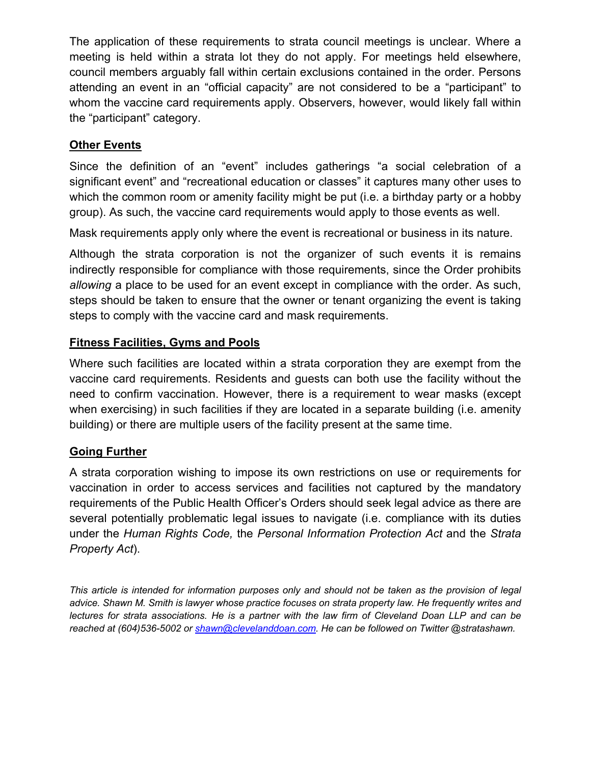The application of these requirements to strata council meetings is unclear. Where a meeting is held within a strata lot they do not apply. For meetings held elsewhere, council members arguably fall within certain exclusions contained in the order. Persons attending an event in an "official capacity" are not considered to be a "participant" to whom the vaccine card requirements apply. Observers, however, would likely fall within the "participant" category.

## Other Events

Since the definition of an "event" includes gatherings "a social celebration of a significant event" and "recreational education or classes" it captures many other uses to which the common room or amenity facility might be put (i.e. a birthday party or a hobby group). As such, the vaccine card requirements would apply to those events as well.

Mask requirements apply only where the event is recreational or business in its nature.

Although the strata corporation is not the organizer of such events it is remains indirectly responsible for compliance with those requirements, since the Order prohibits *allowing* a place to be used for an event except in compliance with the order. As such, steps should be taken to ensure that the owner or tenant organizing the event is taking steps to comply with the vaccine card and mask requirements.

## Fitness Facilities, Gyms and Pools

Where such facilities are located within a strata corporation they are exempt from the vaccine card requirements. Residents and guests can both use the facility without the need to confirm vaccination. However, there is a requirement to wear masks (except when exercising) in such facilities if they are located in a separate building (i.e. amenity building) or there are multiple users of the facility present at the same time.

## Going Further

A strata corporation wishing to impose its own restrictions on use or requirements for vaccination in order to access services and facilities not captured by the mandatory requirements of the Public Health Officer's Orders should seek legal advice as there are several potentially problematic legal issues to navigate (i.e. compliance with its duties under the *Human Rights Code,* the *Personal Information Protection Act* and the *Strata Property Act*).

*This article is intended for information purposes only and should not be taken as the provision of legal advice. Shawn M. Smith is lawyer whose practice focuses on strata property law. He frequently writes and lectures for strata associations. He is a partner with the law firm of Cleveland Doan LLP and can be reached at (604)536-5002 or [shawn@clevelanddoan.com](mailto:shawn@clevelanddoan.com). He can be followed on Twitter @stratashawn.*